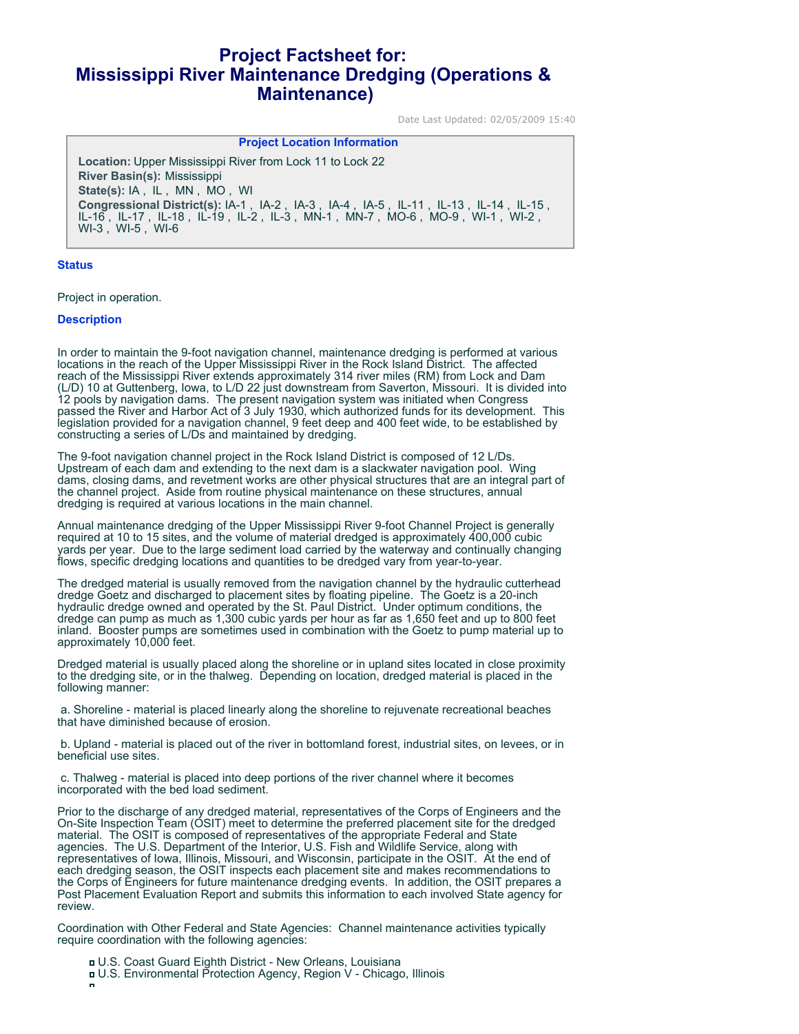# Project Factsheet for: Mississippi River Maintenance Dredging (Operations & Maintenance)

Date Last Updated: 02/05/2009 15:40

### Project Location Information

**Location:** Upper Mississippi River from Lock 11 to Lock 22
**River Basin(s):** Mississippi
**State(s):** IA , IL , MN , MO , WI
**Congressional District(s):** IA-1 , IA-2 , IA-3 , IA-4 , IA-5 , IL-11 , IL-13 , IL-14 , IL-15 , IL-16 , IL-17 , IL-18 , IL-19 , IL-2 , IL-3 , MN-1 , MN-7 , MO-6 , MO-9 , WI-1 , WI-2 , WI-3 , WI-5 , WI-6

## Status

Project in operation.

## Description

In order to maintain the 9-foot navigation channel, maintenance dredging is performed at various locations in the reach of the Upper Mississippi River in the Rock Island District. The affected reach of the Mississippi River extends approximately 314 river miles (RM) from Lock and Dam (L/D) 10 at Guttenberg, Iowa, to L/D 22 just downstream from Saverton, Missouri. It is divided into 12 pools by navigation dams. The present navigation system was initiated when Congress passed the River and Harbor Act of 3 July 1930, which authorized funds for its development. This legislation provided for a navigation channel, 9 feet deep and 400 feet wide, to be established by constructing a series of L/Ds and maintained by dredging.

The 9-foot navigation channel project in the Rock Island District is composed of 12 L/Ds. Upstream of each dam and extending to the next dam is a slackwater navigation pool. Wing dams, closing dams, and revetment works are other physical structures that are an integral part of the channel project. Aside from routine physical maintenance on these structures, annual dredging is required at various locations in the main channel.

Annual maintenance dredging of the Upper Mississippi River 9-foot Channel Project is generally required at 10 to 15 sites, and the volume of material dredged is approximately 400,000 cubic yards per year. Due to the large sediment load carried by the waterway and continually changing flows, specific dredging locations and quantities to be dredged vary from year-to-year.

The dredged material is usually removed from the navigation channel by the hydraulic cutterhead dredge Goetz and discharged to placement sites by floating pipeline. The Goetz is a 20-inch hydraulic dredge owned and operated by the St. Paul District. Under optimum conditions, the dredge can pump as much as 1,300 cubic yards per hour as far as 1,650 feet and up to 800 feet inland. Booster pumps are sometimes used in combination with the Goetz to pump material up to approximately 10,000 feet.

Dredged material is usually placed along the shoreline or in upland sites located in close proximity to the dredging site, or in the thalweg. Depending on location, dredged material is placed in the following manner:

a. Shoreline - material is placed linearly along the shoreline to rejuvenate recreational beaches that have diminished because of erosion.

b. Upland - material is placed out of the river in bottomland forest, industrial sites, on levees, or in beneficial use sites.

c. Thalweg - material is placed into deep portions of the river channel where it becomes incorporated with the bed load sediment.

Prior to the discharge of any dredged material, representatives of the Corps of Engineers and the On-Site Inspection Team (OSIT) meet to determine the preferred placement site for the dredged material. The OSIT is composed of representatives of the appropriate Federal and State agencies. The U.S. Department of the Interior, U.S. Fish and Wildlife Service, along with representatives of Iowa, Illinois, Missouri, and Wisconsin, participate in the OSIT. At the end of each dredging season, the OSIT inspects each placement site and makes recommendations to the Corps of Engineers for future maintenance dredging events. In addition, the OSIT prepares a Post Placement Evaluation Report and submits this information to each involved State agency for review.

Coordination with Other Federal and State Agencies: Channel maintenance activities typically require coordination with the following agencies:

- U.S. Coast Guard Eighth District - New Orleans, Louisiana
- U.S. Environmental Protection Agency, Region V - Chicago, Illinois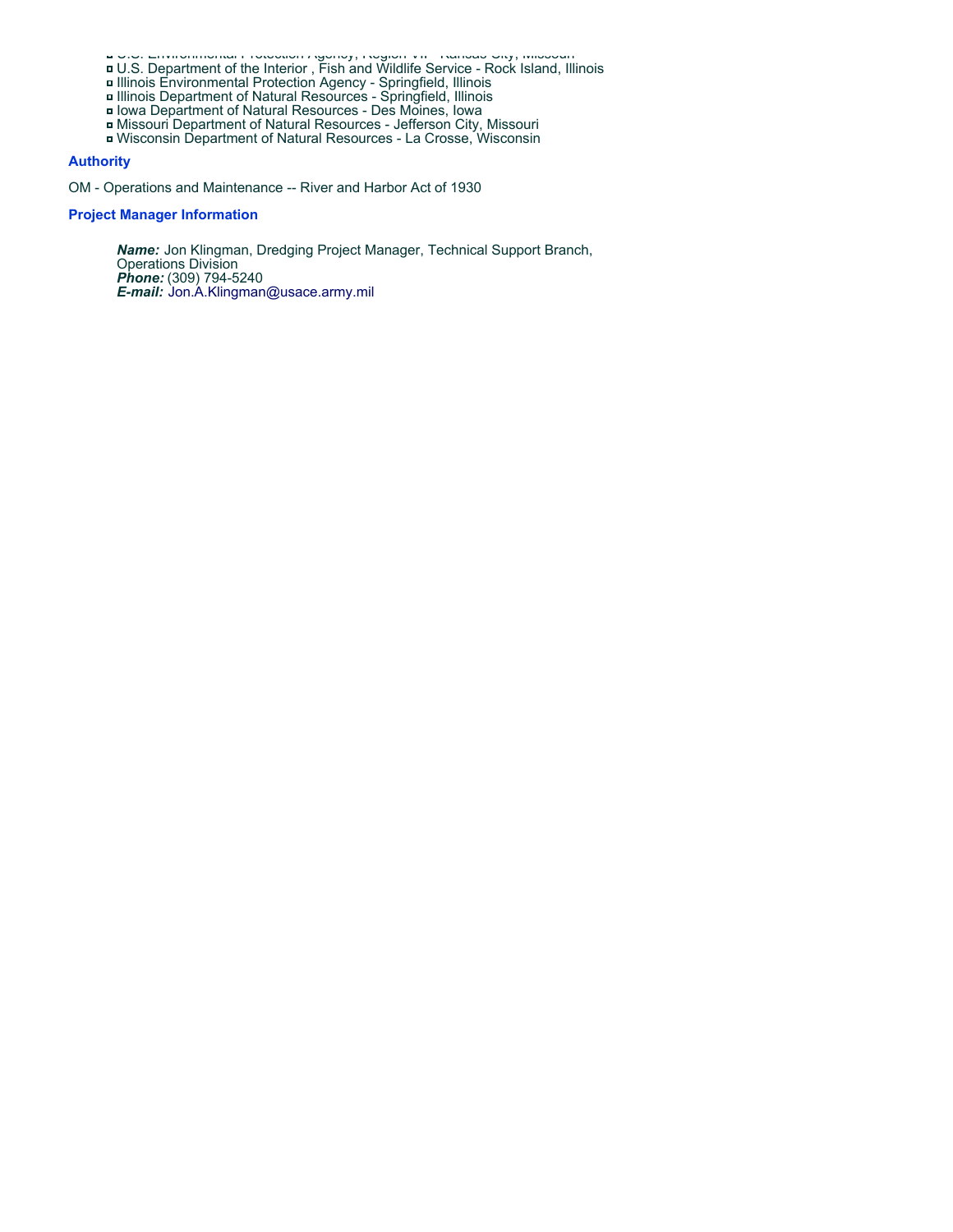- U.S. Environmental Protection Agency, Region VII - Kansas City, Missouri
- U.S. Department of the Interior , Fish and Wildlife Service - Rock Island, Illinois
- Illinois Environmental Protection Agency - Springfield, Illinois
- Illinois Department of Natural Resources - Springfield, Illinois
- Iowa Department of Natural Resources - Des Moines, Iowa
- Missouri Department of Natural Resources - Jefferson City, Missouri
- Wisconsin Department of Natural Resources - La Crosse, Wisconsin

### Authority

OM - Operations and Maintenance -- River and Harbor Act of 1930

### Project Manager Information

***Name:*** Jon Klingman, Dredging Project Manager, Technical Support Branch, Operations Division
***Phone:*** (309) 794-5240
***E-mail:*** Jon.A.Klingman@usace.army.mil